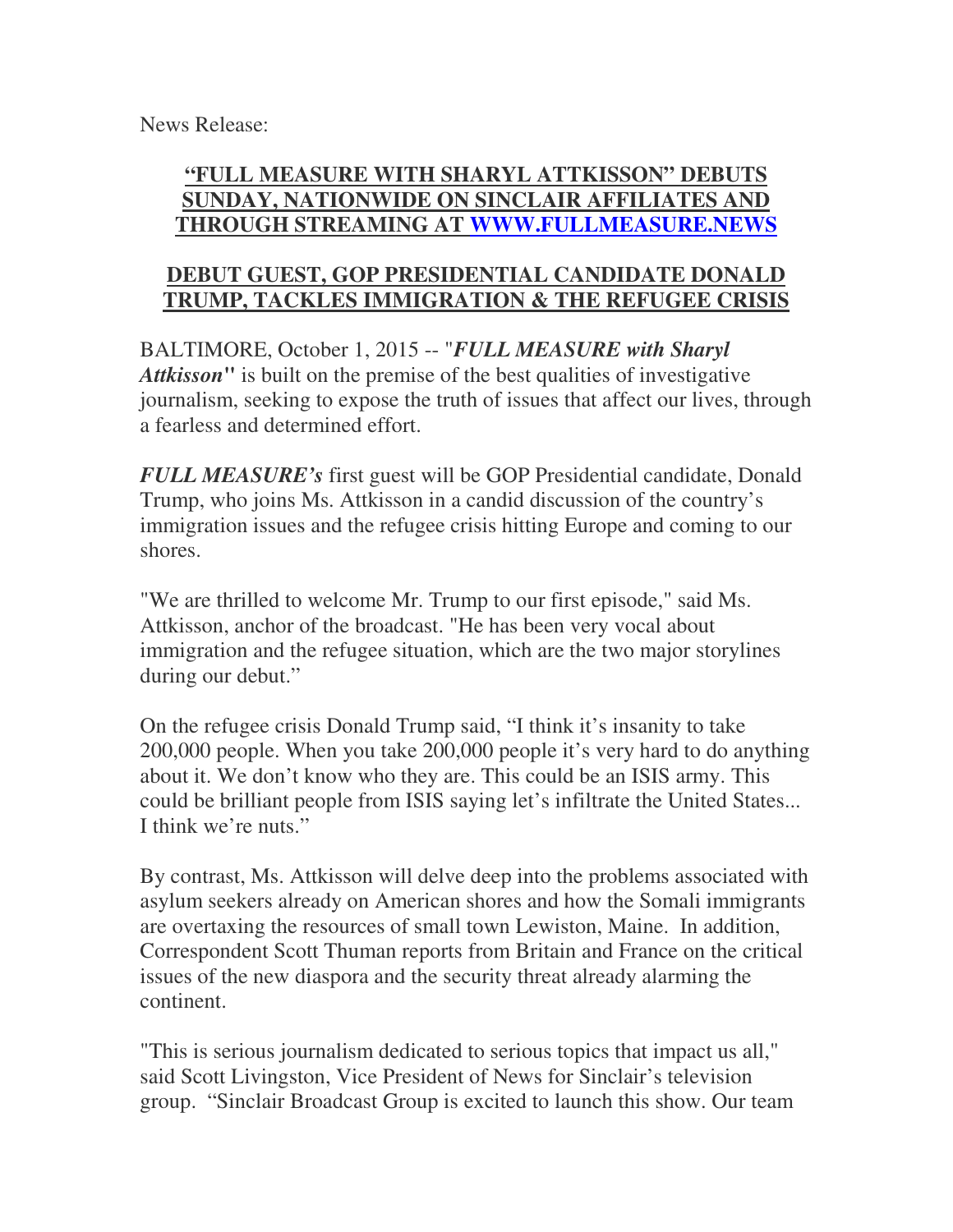News Release:

## **"FULL MEASURE WITH SHARYL ATTKISSON" DEBUTS SUNDAY, NATIONWIDE ON SINCLAIR AFFILIATES AND THROUGH STREAMING AT WWW.FULLMEASURE.NEWS**

## **DEBUT GUEST, GOP PRESIDENTIAL CANDIDATE DONALD TRUMP, TACKLES IMMIGRATION & THE REFUGEE CRISIS**

BALTIMORE, October 1, 2015 -- "***FULL MEASURE with Sharyl Attkisson***" is built on the premise of the best qualities of investigative journalism, seeking to expose the truth of issues that affect our lives, through a fearless and determined effort.

***FULL MEASURE's*** first guest will be GOP Presidential candidate, Donald Trump, who joins Ms. Attkisson in a candid discussion of the country's immigration issues and the refugee crisis hitting Europe and coming to our shores.

"We are thrilled to welcome Mr. Trump to our first episode," said Ms. Attkisson, anchor of the broadcast. "He has been very vocal about immigration and the refugee situation, which are the two major storylines during our debut."

On the refugee crisis Donald Trump said, "I think it's insanity to take 200,000 people. When you take 200,000 people it's very hard to do anything about it. We don't know who they are. This could be an ISIS army. This could be brilliant people from ISIS saying let's infiltrate the United States... I think we're nuts."

By contrast, Ms. Attkisson will delve deep into the problems associated with asylum seekers already on American shores and how the Somali immigrants are overtaxing the resources of small town Lewiston, Maine. In addition, Correspondent Scott Thuman reports from Britain and France on the critical issues of the new diaspora and the security threat already alarming the continent.

"This is serious journalism dedicated to serious topics that impact us all," said Scott Livingston, Vice President of News for Sinclair's television group. "Sinclair Broadcast Group is excited to launch this show. Our team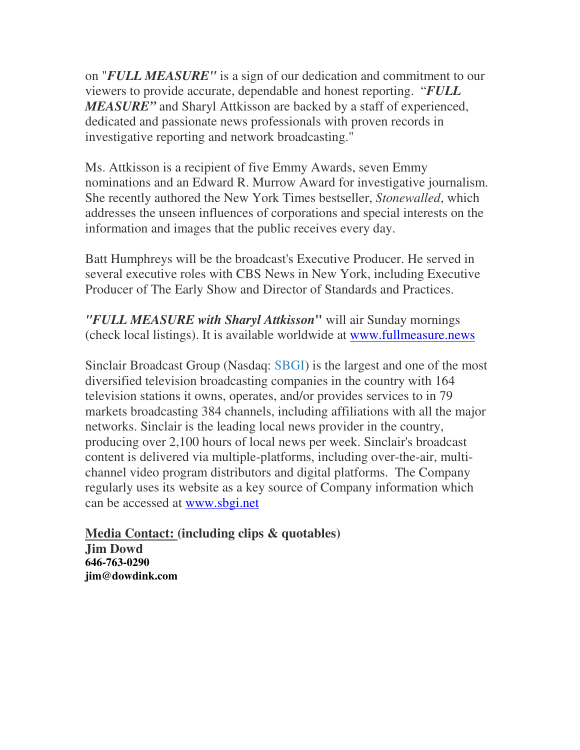on "***FULL MEASURE"*** is a sign of our dedication and commitment to our viewers to provide accurate, dependable and honest reporting. "***FULL MEASURE"*** and Sharyl Attkisson are backed by a staff of experienced, dedicated and passionate news professionals with proven records in investigative reporting and network broadcasting."

Ms. Attkisson is a recipient of five Emmy Awards, seven Emmy nominations and an Edward R. Murrow Award for investigative journalism. She recently authored the New York Times bestseller, *Stonewalled*, which addresses the unseen influences of corporations and special interests on the information and images that the public receives every day.

Batt Humphreys will be the broadcast's Executive Producer. He served in several executive roles with CBS News in New York, including Executive Producer of The Early Show and Director of Standards and Practices.

***"FULL MEASURE with Sharyl Attkisson"*** will air Sunday mornings (check local listings). It is available worldwide at www.fullmeasure.news

Sinclair Broadcast Group (Nasdaq: SBGI) is the largest and one of the most diversified television broadcasting companies in the country with 164 television stations it owns, operates, and/or provides services to in 79 markets broadcasting 384 channels, including affiliations with all the major networks. Sinclair is the leading local news provider in the country, producing over 2,100 hours of local news per week. Sinclair's broadcast content is delivered via multiple-platforms, including over-the-air, multi-channel video program distributors and digital platforms. The Company regularly uses its website as a key source of Company information which can be accessed at www.sbgi.net

**Media Contact: (including clips & quotables)**
**Jim Dowd**
**646-763-0290**
**jim@dowdink.com**